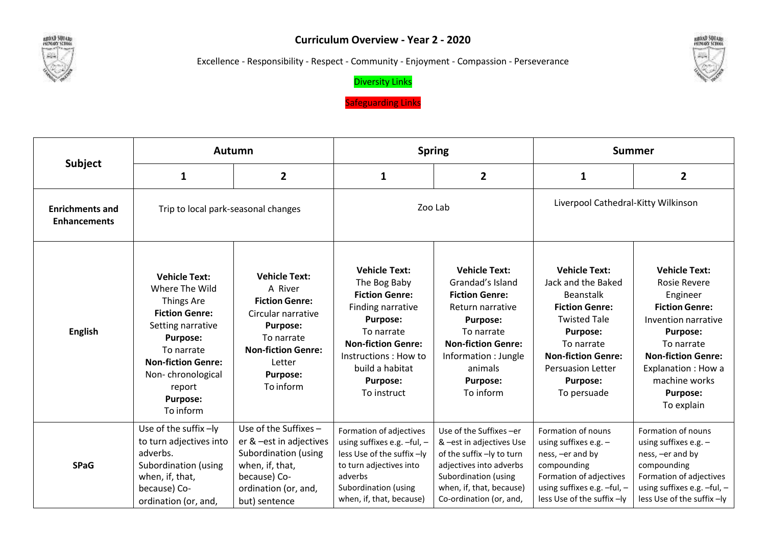# Curriculum Overview - Year 2 - 2020

Excellence - Responsibility - Respect - Community - Enjoyment - Compassion - Perseverance

Diversity Links

Safeguarding Links

| Subject | Autumn | | Spring | | Summer | |
|---|---|---|---|---|---|---|
| | 1 | 2 | 1 | 2 | 1 | 2 |
| **Enrichments and Enhancements** | Trip to local park-seasonal changes | | Zoo Lab | | Liverpool Cathedral-Kitty Wilkinson | |
| **English** | **Vehicle Text:** Where The Wild Things Are **Fiction Genre:** Setting narrative **Purpose:** To narrate **Non-fiction Genre:** Non- chronological report **Purpose:** To inform | **Vehicle Text:** A River **Fiction Genre:** Circular narrative **Purpose:** To narrate **Non-fiction Genre:** Letter **Purpose:** To inform | **Vehicle Text:** The Bog Baby **Fiction Genre:** Finding narrative **Purpose:** To narrate **Non-fiction Genre:** Instructions : How to build a habitat **Purpose:** To instruct | **Vehicle Text:** Grandad's Island **Fiction Genre:** Return narrative **Purpose:** To narrate **Non-fiction Genre:** Information : Jungle animals **Purpose:** To inform | **Vehicle Text:** Jack and the Baked Beanstalk **Fiction Genre:** Twisted Tale **Purpose:** To narrate **Non-fiction Genre:** Persuasion Letter **Purpose:** To persuade | **Vehicle Text:** Rosie Revere Engineer **Fiction Genre:** Invention narrative **Purpose:** To narrate **Non-fiction Genre:** Explanation : How a machine works **Purpose:** To explain |
| **SPaG** | Use of the suffix –ly to turn adjectives into adverbs. Subordination (using when, if, that, because) Co-ordination (or, and, | Use of the Suffixes – er & –est in adjectives Subordination (using when, if, that, because) Co-ordination (or, and, but) sentence | Formation of adjectives using suffixes e.g. –ful, –less Use of the suffix –ly to turn adjectives into adverbs Subordination (using when, if, that, because) | Use of the Suffixes –er & –est in adjectives Use of the suffix –ly to turn adjectives into adverbs Subordination (using when, if, that, because) Co-ordination (or, and, | Formation of nouns using suffixes e.g. –ness, –er and by compounding Formation of adjectives using suffixes e.g. –ful, –less Use of the suffix –ly | Formation of nouns using suffixes e.g. –ness, –er and by compounding Formation of adjectives using suffixes e.g. –ful, –less Use of the suffix –ly |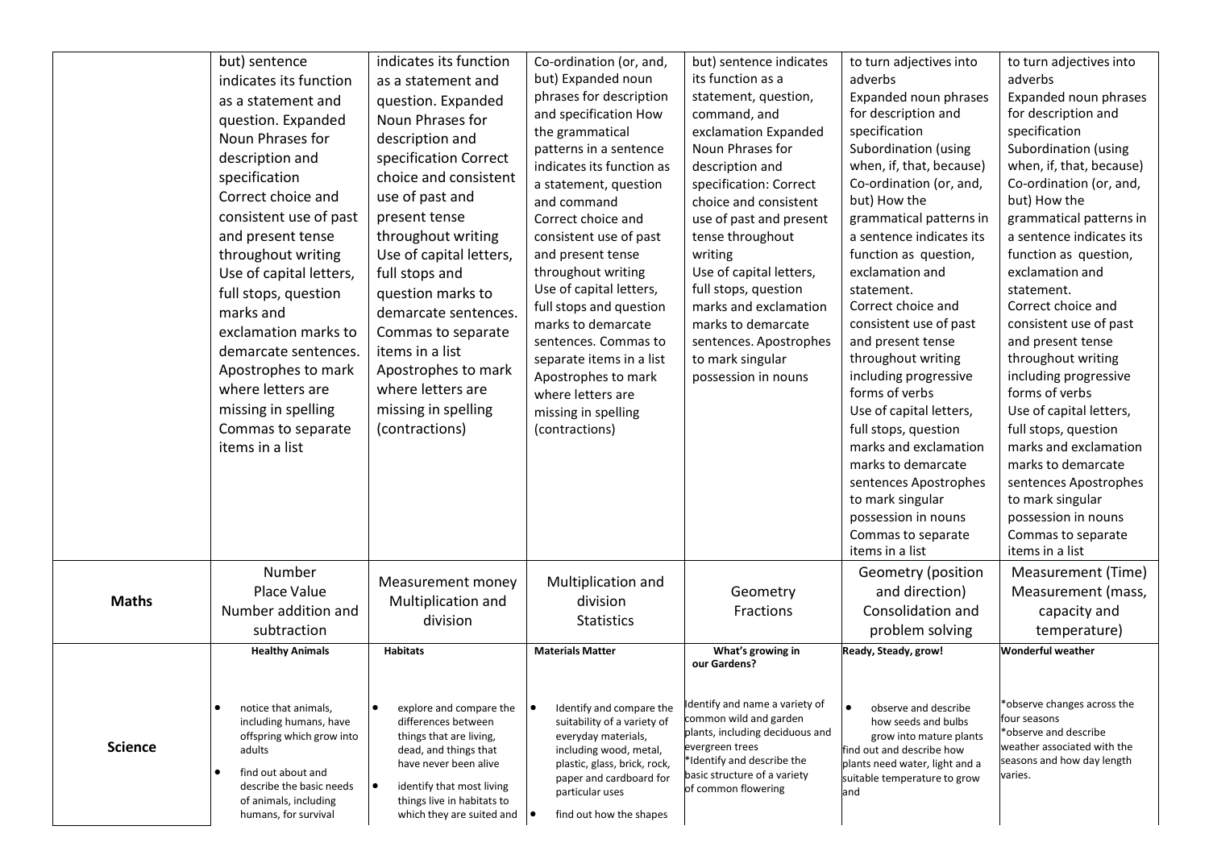| | | | | | | |
|---|---|---|---|---|---|---|
| | but) sentence indicates its function as a statement and question. Expanded Noun Phrases for description and specification Correct choice and consistent use of past and present tense throughout writing Use of capital letters, full stops, question marks and exclamation marks to demarcate sentences. Apostrophes to mark where letters are missing in spelling Commas to separate items in a list | indicates its function as a statement and question. Expanded Noun Phrases for description and specification Correct choice and consistent use of past and present tense throughout writing Use of capital letters, full stops and question marks to demarcate sentences. Commas to separate items in a list Apostrophes to mark where letters are missing in spelling (contractions) | Co-ordination (or, and, but) Expanded noun phrases for description and specification How the grammatical patterns in a sentence indicates its function as a statement, question and command Correct choice and consistent use of past and present tense throughout writing Use of capital letters, full stops and question marks to demarcate sentences. Commas to separate items in a list Apostrophes to mark where letters are missing in spelling (contractions) | but) sentence indicates its function as a statement, question, command, and exclamation Expanded Noun Phrases for description and specification: Correct choice and consistent use of past and present tense throughout writing Use of capital letters, full stops, question marks and exclamation marks to demarcate sentences. Apostrophes to mark singular possession in nouns | to turn adjectives into adverbs Expanded noun phrases for description and specification Subordination (using when, if, that, because) Co-ordination (or, and, but) How the grammatical patterns in a sentence indicates its function as question, exclamation and statement. Correct choice and consistent use of past and present tense throughout writing including progressive forms of verbs Use of capital letters, full stops, question marks and exclamation marks to demarcate sentences Apostrophes to mark singular possession in nouns Commas to separate items in a list | to turn adjectives into adverbs Expanded noun phrases for description and specification Subordination (using when, if, that, because) Co-ordination (or, and, but) How the grammatical patterns in a sentence indicates its function as question, exclamation and statement. Correct choice and consistent use of past and present tense throughout writing including progressive forms of verbs Use of capital letters, full stops, question marks and exclamation marks to demarcate sentences Apostrophes to mark singular possession in nouns Commas to separate items in a list |
| **Maths** | Number Place Value Number addition and subtraction | Measurement money Multiplication and division | Multiplication and division Statistics | Geometry Fractions | Geometry (position and direction) Consolidation and problem solving | Measurement (Time) Measurement (mass, capacity and temperature) |
| **Science** | **Healthy Animals**<br>• notice that animals, including humans, have offspring which grow into adults<br>• find out about and describe the basic needs of animals, including humans, for survival | **Habitats**<br>• explore and compare the differences between things that are living, dead, and things that have never been alive<br>• identify that most living things live in habitats to which they are suited and | **Materials Matter**<br>• Identify and compare the suitability of a variety of everyday materials, including wood, metal, plastic, glass, brick, rock, paper and cardboard for particular uses<br>• find out how the shapes | **What's growing in our Gardens?**<br>Identify and name a variety of common wild and garden plants, including deciduous and evergreen trees<br>*Identify and describe the basic structure of a variety of common flowering | **Ready, Steady, grow!**<br>• observe and describe how seeds and bulbs grow into mature plants<br>find out and describe how plants need water, light and a suitable temperature to grow and | **Wonderful weather**<br>*observe changes across the four seasons<br>*observe and describe weather associated with the seasons and how day length varies. |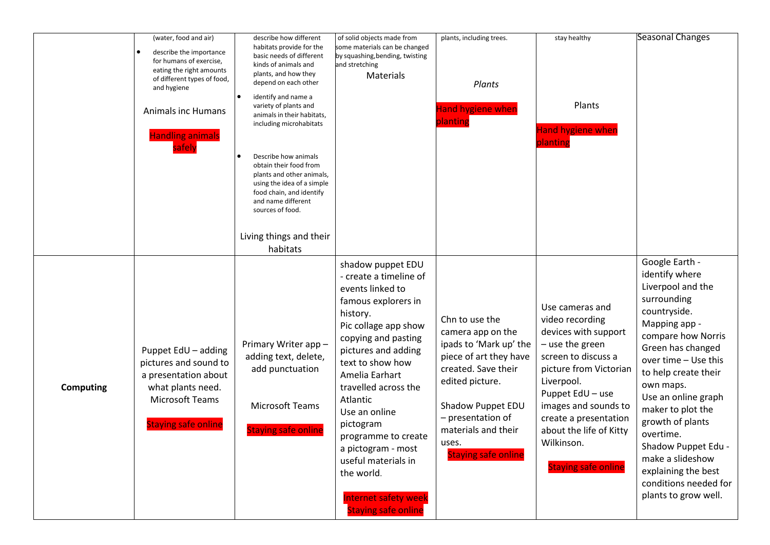| | | | | | | |
|---|---|---|---|---|---|---|
| | (water, food and air)<br>• describe the importance for humans of exercise, eating the right amounts of different types of food, and hygiene<br><br>Animals inc Humans<br><br>Handling animals safely | describe how different habitats provide for the basic needs of different kinds of animals and plants, and how they depend on each other<br>• identify and name a variety of plants and animals in their habitats, including microhabitats<br><br>• Describe how animals obtain their food from plants and other animals, using the idea of a simple food chain, and identify and name different sources of food.<br><br>Living things and their habitats | of solid objects made from some materials can be changed by squashing, bending, twisting and stretching<br>Materials | plants, including trees.<br><br>*Plants*<br><br>Hand hygiene when planting | stay healthy<br><br>Plants<br><br>Hand hygiene when planting | Seasonal Changes |
| **Computing** | Puppet EdU – adding pictures and sound to a presentation about what plants need.<br>Microsoft Teams<br><br>Staying safe online | Primary Writer app – adding text, delete, add punctuation<br><br>Microsoft Teams<br><br>Staying safe online | shadow puppet EDU - create a timeline of events linked to famous explorers in history.<br>Pic collage app show copying and pasting pictures and adding text to show how Amelia Earhart travelled across the Atlantic<br>Use an online pictogram programme to create a pictogram - most useful materials in the world.<br><br>Internet safety week<br>Staying safe online | Chn to use the camera app on the ipads to 'Mark up' the piece of art they have created. Save their edited picture.<br><br>Shadow Puppet EDU – presentation of materials and their uses.<br>Staying safe online | Use cameras and video recording devices with support – use the green screen to discuss a picture from Victorian Liverpool.<br>Puppet EdU – use images and sounds to create a presentation about the life of Kitty Wilkinson.<br><br>Staying safe online | Google Earth - identify where Liverpool and the surrounding countryside.<br>Mapping app - compare how Norris Green has changed over time – Use this to help create their own maps.<br>Use an online graph maker to plot the growth of plants overtime.<br>Shadow Puppet Edu - make a slideshow explaining the best conditions needed for plants to grow well. |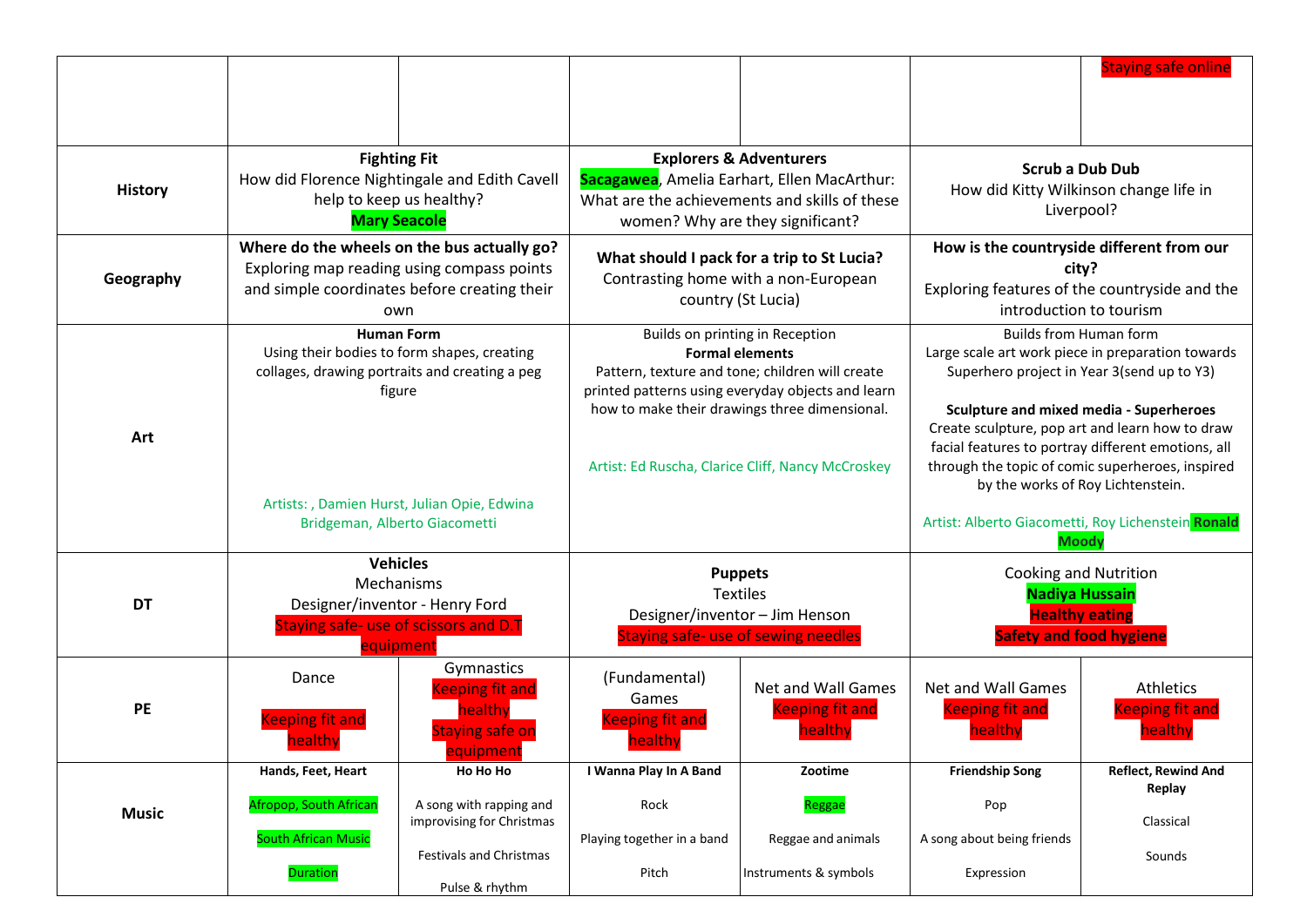| | | | | | | |
|---|---|---|---|---|---|---|
| | | | | | | Staying safe online |
| **History** | **Fighting Fit**<br>How did Florence Nightingale and Edith Cavell help to keep us healthy?<br>**Mary Seacole** | | **Explorers & Adventurers**<br>**Sacagawea**, Amelia Earhart, Ellen MacArthur: What are the achievements and skills of these women? Why are they significant? | | **Scrub a Dub Dub**<br>How did Kitty Wilkinson change life in Liverpool? | |
| **Geography** | **Where do the wheels on the bus actually go?**<br>Exploring map reading using compass points and simple coordinates before creating their own | | **What should I pack for a trip to St Lucia?**<br>Contrasting home with a non-European country (St Lucia) | | **How is the countryside different from our city?**<br>Exploring features of the countryside and the introduction to tourism | |
| **Art** | **Human Form**<br>Using their bodies to form shapes, creating collages, drawing portraits and creating a peg figure<br><br>Artists: , Damien Hurst, Julian Opie, Edwina Bridgeman, Alberto Giacometti | | Builds on printing in Reception<br>**Formal elements**<br>Pattern, texture and tone; children will create printed patterns using everyday objects and learn how to make their drawings three dimensional.<br><br>Artist: Ed Ruscha, Clarice Cliff, Nancy McCroskey | | Builds from Human form<br>Large scale art work piece in preparation towards Superhero project in Year 3(send up to Y3)<br><br>**Sculpture and mixed media - Superheroes**<br>Create sculpture, pop art and learn how to draw facial features to portray different emotions, all through the topic of comic superheroes, inspired by the works of Roy Lichtenstein.<br><br>Artist: Alberto Giacometti, Roy Lichenstein **Ronald Moody** | |
| **DT** | **Vehicles**<br>Mechanisms<br>Designer/inventor - Henry Ford<br>Staying safe- use of scissors and D.T equipment | | **Puppets**<br>Textiles<br>Designer/inventor – Jim Henson<br>Staying safe- use of sewing needles | | Cooking and Nutrition<br>**Nadiya Hussain**<br>**Healthy eating**<br>**Safety and food hygiene** | |
| **PE** | Dance<br><br>Keeping fit and healthy | Gymnastics<br>Keeping fit and healthy<br>Staying safe on equipment | (Fundamental) Games<br>Keeping fit and healthy | Net and Wall Games<br>Keeping fit and healthy | Net and Wall Games<br>Keeping fit and healthy | Athletics<br>Keeping fit and healthy |
| **Music** | **Hands, Feet, Heart**<br><br>Afropop, South African<br><br>South African Music<br><br>Duration | **Ho Ho Ho**<br><br>A song with rapping and improvising for Christmas<br><br>Festivals and Christmas<br><br>Pulse & rhythm | **I Wanna Play In A Band**<br><br>Rock<br><br>Playing together in a band<br><br>Pitch | **Zootime**<br><br>Reggae<br><br>Reggae and animals<br><br>Instruments & symbols | **Friendship Song**<br><br>Pop<br><br>A song about being friends<br><br>Expression | **Reflect, Rewind And Replay**<br><br>Classical<br><br>Sounds |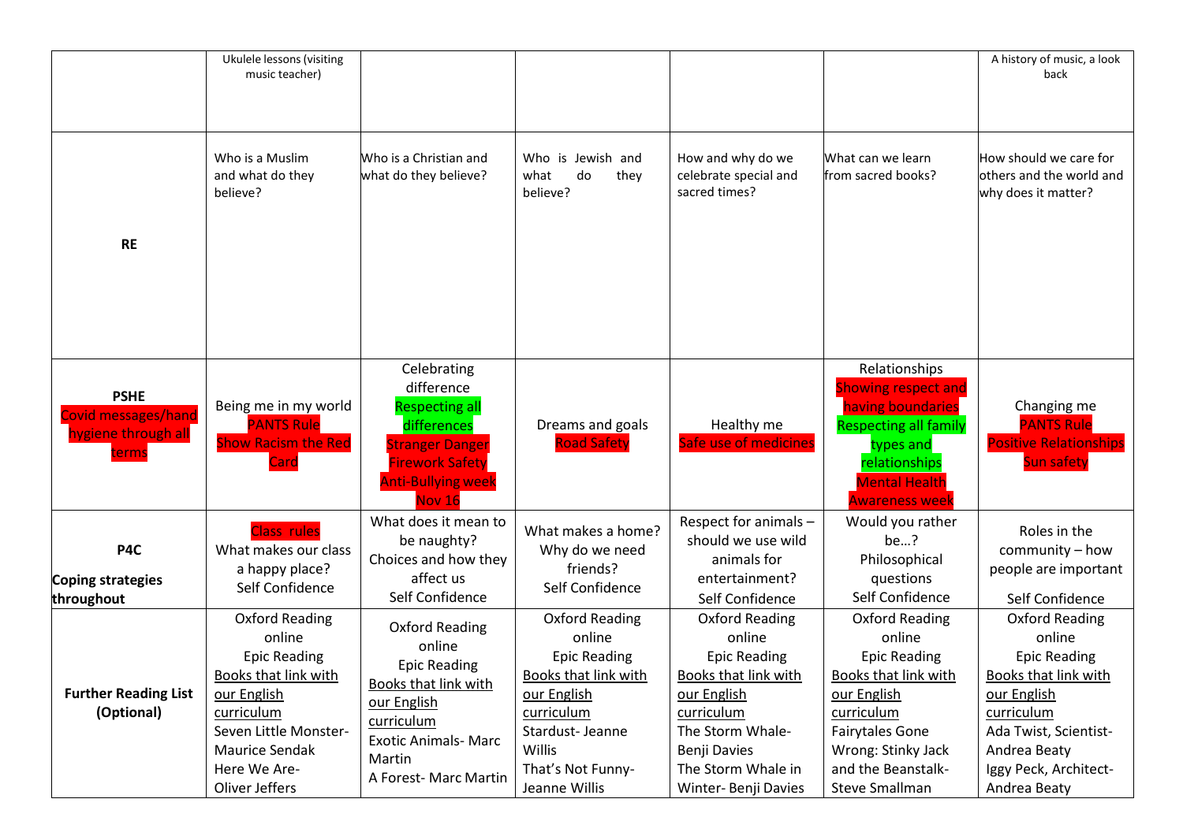| | | | | | | |
|---|---|---|---|---|---|---|
| | Ukulele lessons (visiting music teacher) | | | | | A history of music, a look back |
| **RE** | Who is a Muslim and what do they believe? | Who is a Christian and what do they believe? | Who is Jewish and what do they believe? | How and why do we celebrate special and sacred times? | What can we learn from sacred books? | How should we care for others and the world and why does it matter? |
| **PSHE**<br>Covid messages/hand hygiene through all terms | Being me in my world<br>PANTS Rule<br>Show Racism the Red Card | Celebrating difference<br>Respecting all differences<br>Stranger Danger<br>Firework Safety<br>Anti-Bullying week Nov 16 | Dreams and goals<br>Road Safety | Healthy me<br>Safe use of medicines | Relationships<br>Showing respect and having boundaries<br>Respecting all family types and relationships<br>Mental Health Awareness week | Changing me<br>PANTS Rule<br>Positive Relationships<br>Sun safety |
| **P4C**<br>**Coping strategies throughout** | Class rules<br>What makes our class a happy place?<br>Self Confidence | What does it mean to be naughty?<br>Choices and how they affect us<br>Self Confidence | What makes a home?<br>Why do we need friends?<br>Self Confidence | Respect for animals – should we use wild animals for entertainment?<br>Self Confidence | Would you rather be…?<br>Philosophical questions<br>Self Confidence | Roles in the community – how people are important<br>Self Confidence |
| **Further Reading List (Optional)** | Oxford Reading online<br>Epic Reading<br>Books that link with our English curriculum<br>Seven Little Monster- Maurice Sendak<br>Here We Are- Oliver Jeffers | Oxford Reading online<br>Epic Reading<br>Books that link with our English curriculum<br>Exotic Animals- Marc Martin<br>A Forest- Marc Martin | Oxford Reading online<br>Epic Reading<br>Books that link with our English curriculum<br>Stardust- Jeanne Willis<br>That's Not Funny- Jeanne Willis | Oxford Reading online<br>Epic Reading<br>Books that link with our English curriculum<br>The Storm Whale- Benji Davies<br>The Storm Whale in Winter- Benji Davies | Oxford Reading online<br>Epic Reading<br>Books that link with our English curriculum<br>Fairytales Gone Wrong: Stinky Jack and the Beanstalk- Steve Smallman | Oxford Reading online<br>Epic Reading<br>Books that link with our English curriculum<br>Ada Twist, Scientist- Andrea Beaty<br>Iggy Peck, Architect- Andrea Beaty |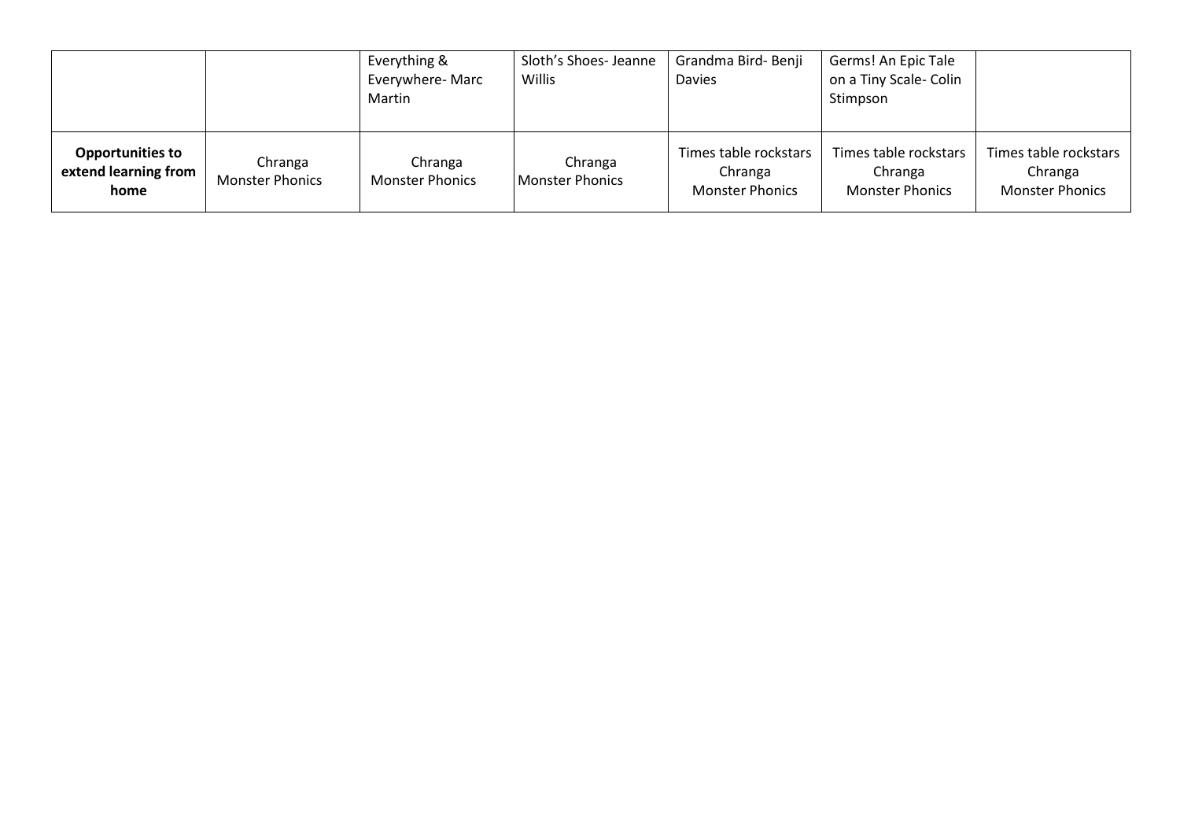| | | | | | | |
|---|---|---|---|---|---|---|
| | | Everything & Everywhere- Marc Martin | Sloth's Shoes- Jeanne Willis | Grandma Bird- Benji Davies | Germs! An Epic Tale on a Tiny Scale- Colin Stimpson | |
| **Opportunities to extend learning from home** | Chranga<br>Monster Phonics | Chranga<br>Monster Phonics | Chranga<br>Monster Phonics | Times table rockstars<br>Chranga<br>Monster Phonics | Times table rockstars<br>Chranga<br>Monster Phonics | Times table rockstars<br>Chranga<br>Monster Phonics |